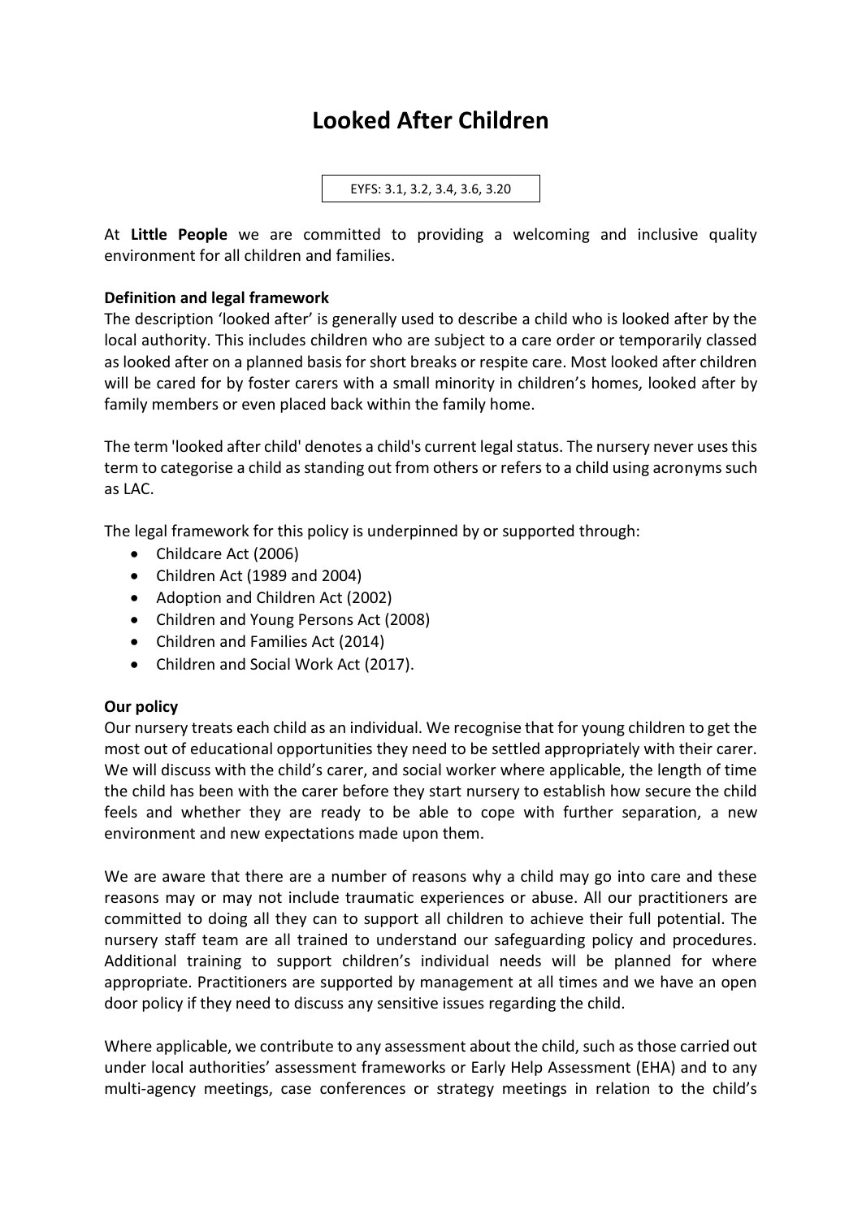# Looked After Children

EYFS: 3.1, 3.2, 3.4, 3.6, 3.20

At **Little People** we are committed to providing a welcoming and inclusive quality environment for all children and families.

**Definition and legal framework**

The description 'looked after' is generally used to describe a child who is looked after by the local authority. This includes children who are subject to a care order or temporarily classed as looked after on a planned basis for short breaks or respite care. Most looked after children will be cared for by foster carers with a small minority in children's homes, looked after by family members or even placed back within the family home.

The term 'looked after child' denotes a child's current legal status. The nursery never uses this term to categorise a child as standing out from others or refers to a child using acronyms such as LAC.

The legal framework for this policy is underpinned by or supported through:

- Childcare Act (2006)
- Children Act (1989 and 2004)
- Adoption and Children Act (2002)
- Children and Young Persons Act (2008)
- Children and Families Act (2014)
- Children and Social Work Act (2017).

**Our policy**

Our nursery treats each child as an individual. We recognise that for young children to get the most out of educational opportunities they need to be settled appropriately with their carer. We will discuss with the child's carer, and social worker where applicable, the length of time the child has been with the carer before they start nursery to establish how secure the child feels and whether they are ready to be able to cope with further separation, a new environment and new expectations made upon them.

We are aware that there are a number of reasons why a child may go into care and these reasons may or may not include traumatic experiences or abuse. All our practitioners are committed to doing all they can to support all children to achieve their full potential. The nursery staff team are all trained to understand our safeguarding policy and procedures. Additional training to support children's individual needs will be planned for where appropriate. Practitioners are supported by management at all times and we have an open door policy if they need to discuss any sensitive issues regarding the child.

Where applicable, we contribute to any assessment about the child, such as those carried out under local authorities' assessment frameworks or Early Help Assessment (EHA) and to any multi-agency meetings, case conferences or strategy meetings in relation to the child's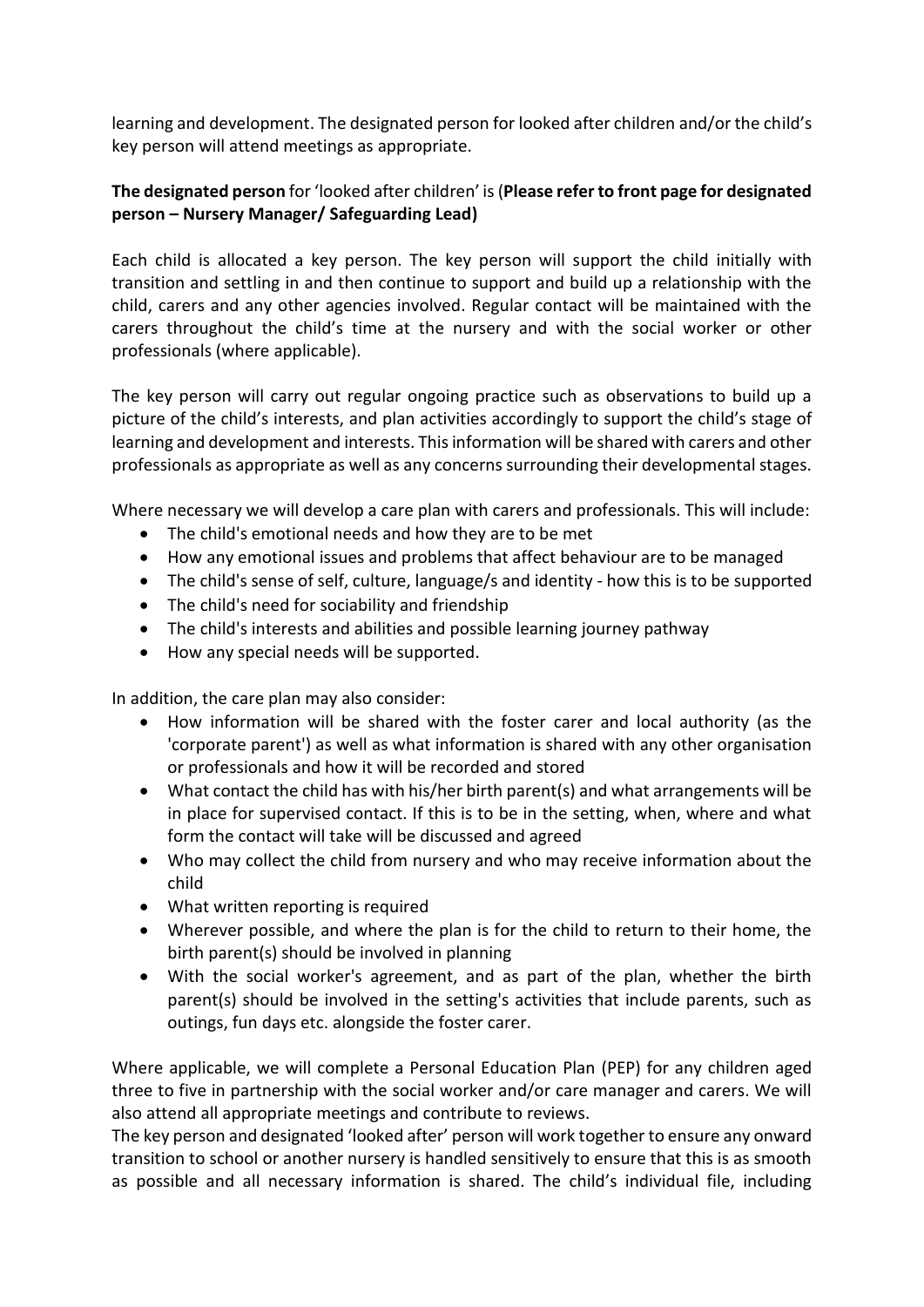learning and development. The designated person for looked after children and/or the child's key person will attend meetings as appropriate.

**The designated person** for 'looked after children' is (**Please refer to front page for designated person – Nursery Manager/ Safeguarding Lead)**

Each child is allocated a key person. The key person will support the child initially with transition and settling in and then continue to support and build up a relationship with the child, carers and any other agencies involved. Regular contact will be maintained with the carers throughout the child's time at the nursery and with the social worker or other professionals (where applicable).

The key person will carry out regular ongoing practice such as observations to build up a picture of the child's interests, and plan activities accordingly to support the child's stage of learning and development and interests. This information will be shared with carers and other professionals as appropriate as well as any concerns surrounding their developmental stages.

Where necessary we will develop a care plan with carers and professionals. This will include:

- The child's emotional needs and how they are to be met
- How any emotional issues and problems that affect behaviour are to be managed
- The child's sense of self, culture, language/s and identity - how this is to be supported
- The child's need for sociability and friendship
- The child's interests and abilities and possible learning journey pathway
- How any special needs will be supported.

In addition, the care plan may also consider:

- How information will be shared with the foster carer and local authority (as the 'corporate parent') as well as what information is shared with any other organisation or professionals and how it will be recorded and stored
- What contact the child has with his/her birth parent(s) and what arrangements will be in place for supervised contact. If this is to be in the setting, when, where and what form the contact will take will be discussed and agreed
- Who may collect the child from nursery and who may receive information about the child
- What written reporting is required
- Wherever possible, and where the plan is for the child to return to their home, the birth parent(s) should be involved in planning
- With the social worker's agreement, and as part of the plan, whether the birth parent(s) should be involved in the setting's activities that include parents, such as outings, fun days etc. alongside the foster carer.

Where applicable, we will complete a Personal Education Plan (PEP) for any children aged three to five in partnership with the social worker and/or care manager and carers. We will also attend all appropriate meetings and contribute to reviews.
The key person and designated 'looked after' person will work together to ensure any onward transition to school or another nursery is handled sensitively to ensure that this is as smooth as possible and all necessary information is shared. The child's individual file, including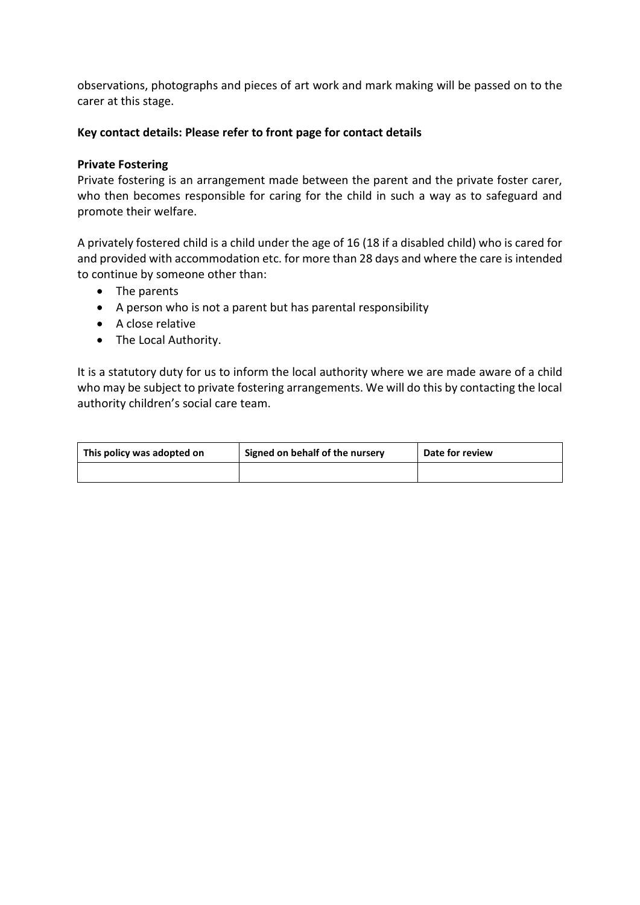observations, photographs and pieces of art work and mark making will be passed on to the carer at this stage.

**Key contact details: Please refer to front page for contact details**

**Private Fostering**

Private fostering is an arrangement made between the parent and the private foster carer, who then becomes responsible for caring for the child in such a way as to safeguard and promote their welfare.

A privately fostered child is a child under the age of 16 (18 if a disabled child) who is cared for and provided with accommodation etc. for more than 28 days and where the care is intended to continue by someone other than:

- The parents
- A person who is not a parent but has parental responsibility
- A close relative
- The Local Authority.

It is a statutory duty for us to inform the local authority where we are made aware of a child who may be subject to private fostering arrangements. We will do this by contacting the local authority children's social care team.

| This policy was adopted on | Signed on behalf of the nursery | Date for review |
|---|---|---|
| | | |